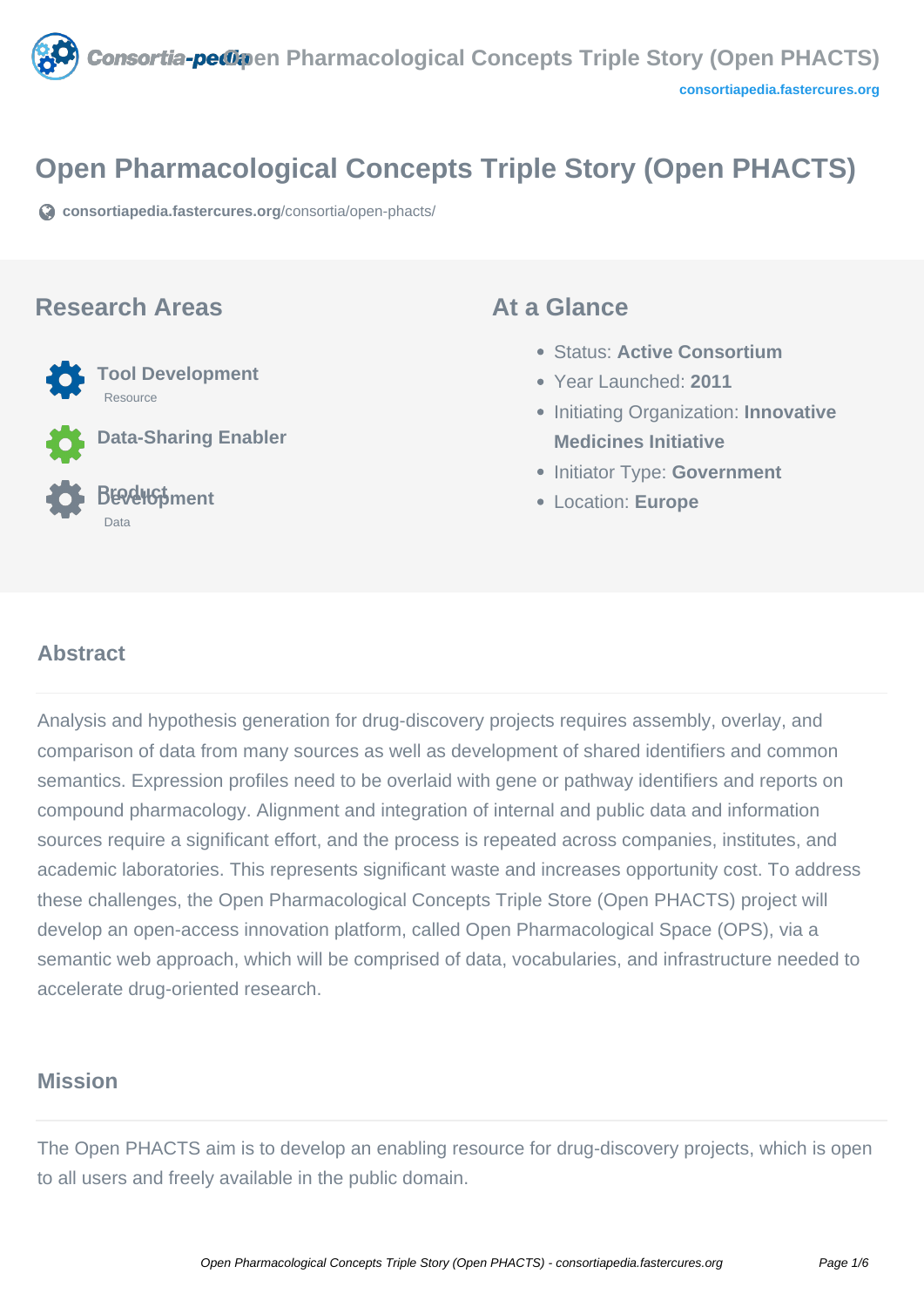# Open Pharmacological Concepts Triple Story (Open PHACTS)

consortiapedia.fastercures.org/consortia/open-phacts/

## Research Areas

- **Tool Development**
  Resource
- **Data-Sharing Enabler**
- **Product Development**
  Data

## At a Glance

- Status: **Active Consortium**
- Year Launched: **2011**
- Initiating Organization: **Innovative Medicines Initiative**
- Initiator Type: **Government**
- Location: **Europe**

## Abstract

Analysis and hypothesis generation for drug-discovery projects requires assembly, overlay, and comparison of data from many sources as well as development of shared identifiers and common semantics. Expression profiles need to be overlaid with gene or pathway identifiers and reports on compound pharmacology. Alignment and integration of internal and public data and information sources require a significant effort, and the process is repeated across companies, institutes, and academic laboratories. This represents significant waste and increases opportunity cost. To address these challenges, the Open Pharmacological Concepts Triple Store (Open PHACTS) project will develop an open-access innovation platform, called Open Pharmacological Space (OPS), via a semantic web approach, which will be comprised of data, vocabularies, and infrastructure needed to accelerate drug-oriented research.

## Mission

The Open PHACTS aim is to develop an enabling resource for drug-discovery projects, which is open to all users and freely available in the public domain.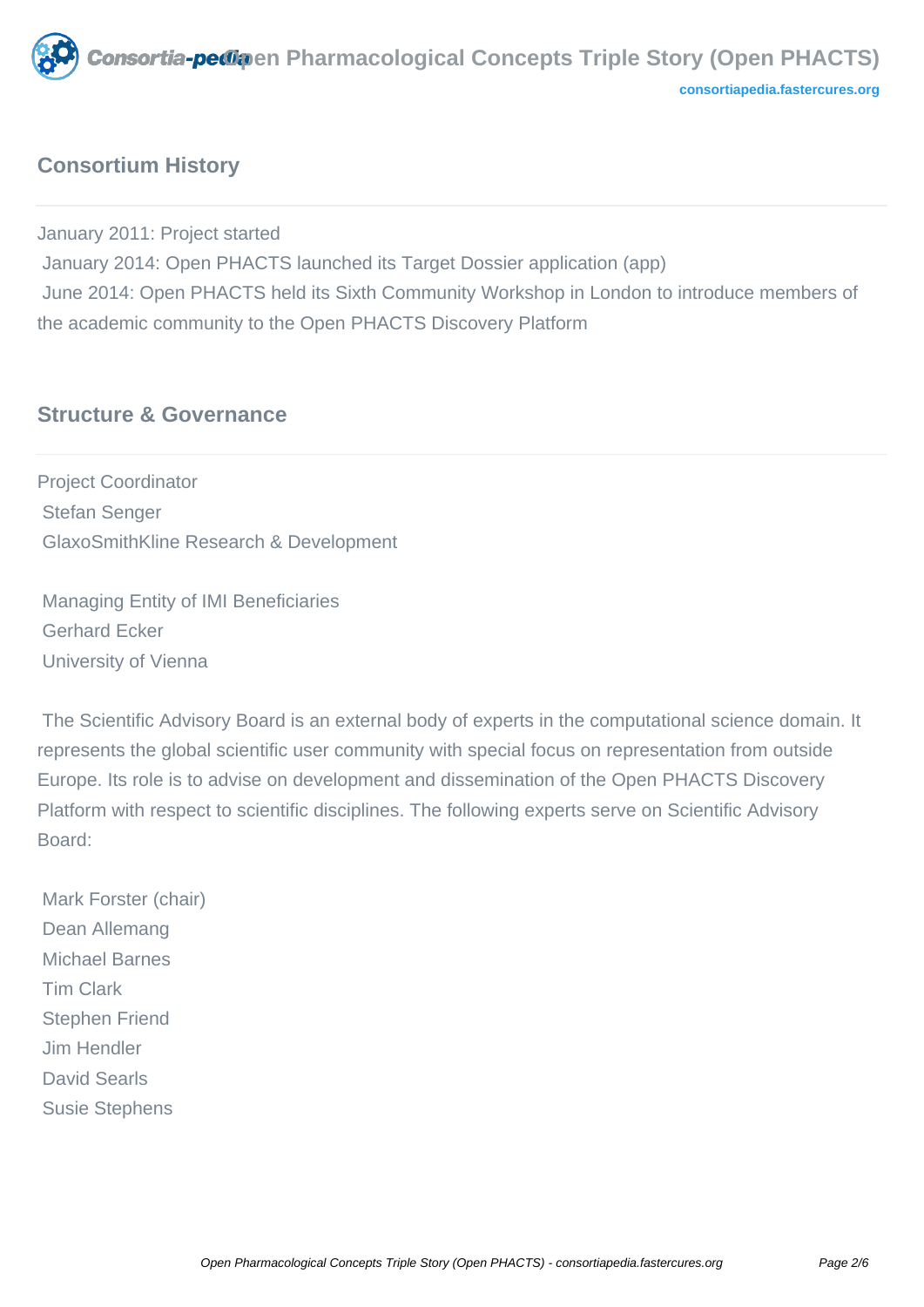## Consortium History

January 2011: Project started
January 2014: Open PHACTS launched its Target Dossier application (app)
June 2014: Open PHACTS held its Sixth Community Workshop in London to introduce members of the academic community to the Open PHACTS Discovery Platform

## Structure & Governance

Project Coordinator
Stefan Senger
GlaxoSmithKline Research & Development

Managing Entity of IMI Beneficiaries
Gerhard Ecker
University of Vienna

The Scientific Advisory Board is an external body of experts in the computational science domain. It represents the global scientific user community with special focus on representation from outside Europe. Its role is to advise on development and dissemination of the Open PHACTS Discovery Platform with respect to scientific disciplines. The following experts serve on Scientific Advisory Board:

Mark Forster (chair)
Dean Allemang
Michael Barnes
Tim Clark
Stephen Friend
Jim Hendler
David Searls
Susie Stephens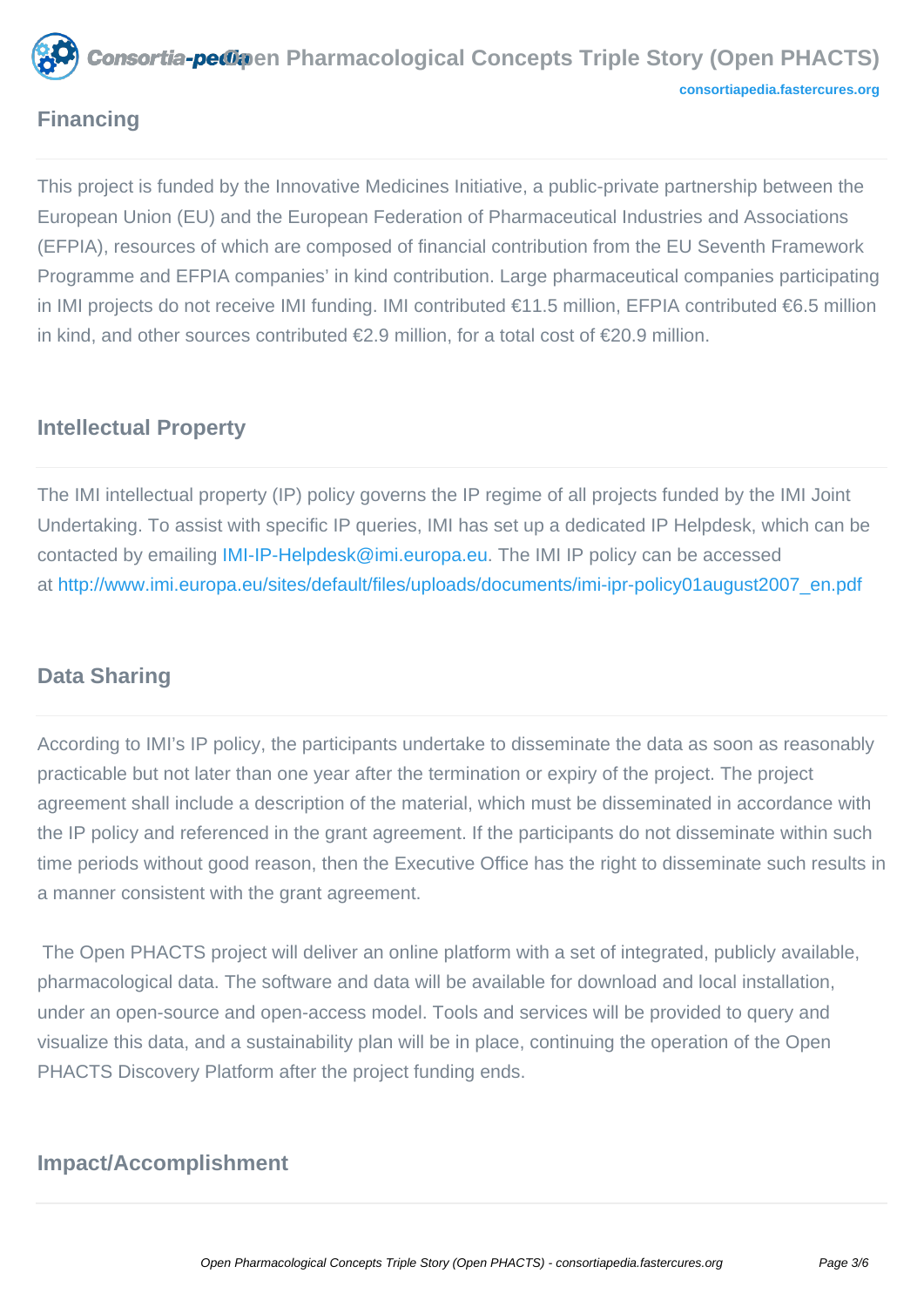## Financing

This project is funded by the Innovative Medicines Initiative, a public-private partnership between the European Union (EU) and the European Federation of Pharmaceutical Industries and Associations (EFPIA), resources of which are composed of financial contribution from the EU Seventh Framework Programme and EFPIA companies' in kind contribution. Large pharmaceutical companies participating in IMI projects do not receive IMI funding. IMI contributed €11.5 million, EFPIA contributed €6.5 million in kind, and other sources contributed €2.9 million, for a total cost of €20.9 million.

## Intellectual Property

The IMI intellectual property (IP) policy governs the IP regime of all projects funded by the IMI Joint Undertaking. To assist with specific IP queries, IMI has set up a dedicated IP Helpdesk, which can be contacted by emailing IMI-IP-Helpdesk@imi.europa.eu. The IMI IP policy can be accessed at http://www.imi.europa.eu/sites/default/files/uploads/documents/imi-ipr-policy01august2007_en.pdf

## Data Sharing

According to IMI's IP policy, the participants undertake to disseminate the data as soon as reasonably practicable but not later than one year after the termination or expiry of the project. The project agreement shall include a description of the material, which must be disseminated in accordance with the IP policy and referenced in the grant agreement. If the participants do not disseminate within such time periods without good reason, then the Executive Office has the right to disseminate such results in a manner consistent with the grant agreement.

The Open PHACTS project will deliver an online platform with a set of integrated, publicly available, pharmacological data. The software and data will be available for download and local installation, under an open-source and open-access model. Tools and services will be provided to query and visualize this data, and a sustainability plan will be in place, continuing the operation of the Open PHACTS Discovery Platform after the project funding ends.

## Impact/Accomplishment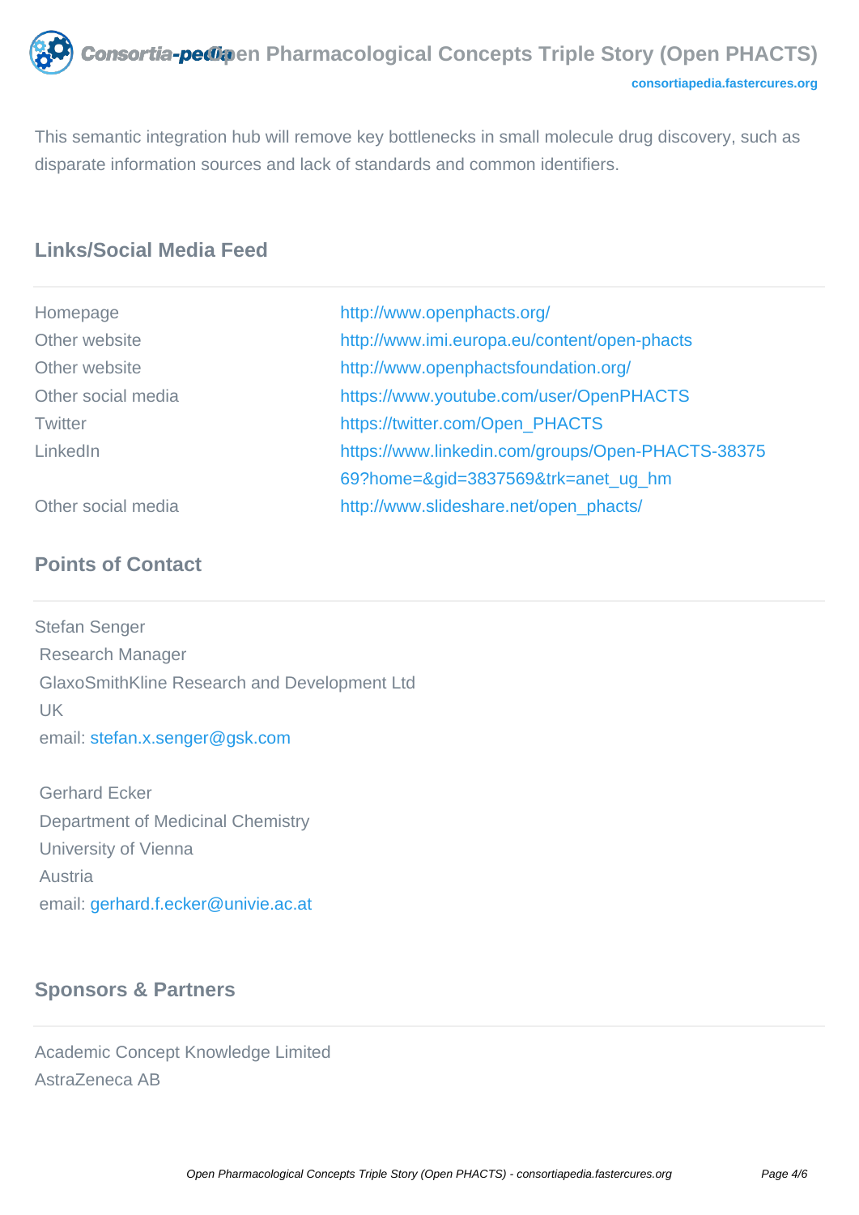This semantic integration hub will remove key bottlenecks in small molecule drug discovery, such as disparate information sources and lack of standards and common identifiers.

## Links/Social Media Feed

| | |
|---|---|
| Homepage | http://www.openphacts.org/ |
| Other website | http://www.imi.europa.eu/content/open-phacts |
| Other website | http://www.openphactsfoundation.org/ |
| Other social media | https://www.youtube.com/user/OpenPHACTS |
| Twitter | https://twitter.com/Open_PHACTS |
| LinkedIn | https://www.linkedin.com/groups/Open-PHACTS-3837569?home=&gid=3837569&trk=anet_ug_hm |
| Other social media | http://www.slideshare.net/open_phacts/ |

## Points of Contact

Stefan Senger
Research Manager
GlaxoSmithKline Research and Development Ltd
UK
email: stefan.x.senger@gsk.com

Gerhard Ecker
Department of Medicinal Chemistry
University of Vienna
Austria
email: gerhard.f.ecker@univie.ac.at

## Sponsors & Partners

Academic Concept Knowledge Limited
AstraZeneca AB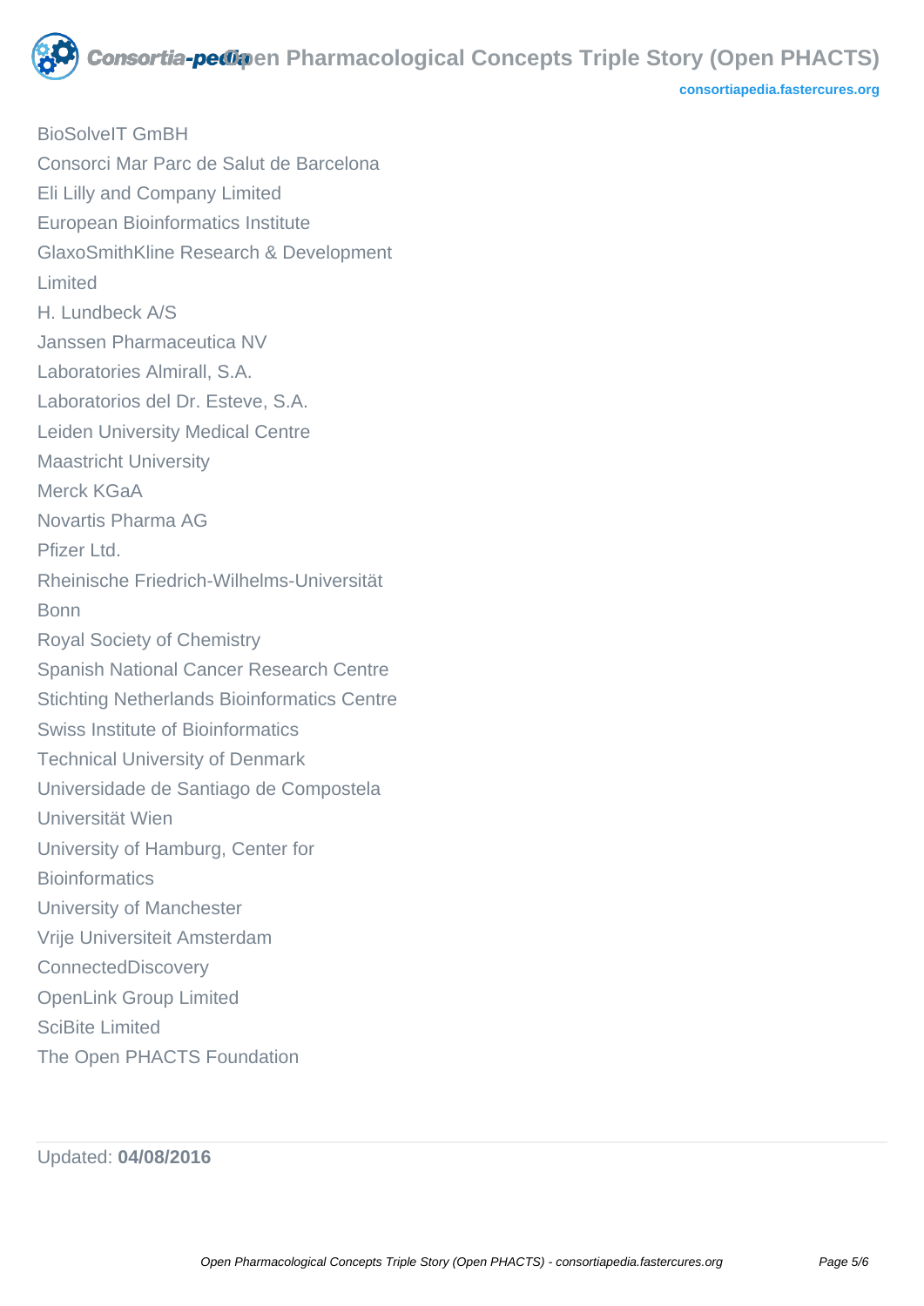BioSolveIT GmBH
Consorci Mar Parc de Salut de Barcelona
Eli Lilly and Company Limited
European Bioinformatics Institute
GlaxoSmithKline Research & Development Limited
H. Lundbeck A/S
Janssen Pharmaceutica NV
Laboratories Almirall, S.A.
Laboratorios del Dr. Esteve, S.A.
Leiden University Medical Centre
Maastricht University
Merck KGaA
Novartis Pharma AG
Pfizer Ltd.
Rheinische Friedrich-Wilhelms-Universität Bonn
Royal Society of Chemistry
Spanish National Cancer Research Centre
Stichting Netherlands Bioinformatics Centre
Swiss Institute of Bioinformatics
Technical University of Denmark
Universidade de Santiago de Compostela
Universität Wien
University of Hamburg, Center for Bioinformatics
University of Manchester
Vrije Universiteit Amsterdam
ConnectedDiscovery
OpenLink Group Limited
SciBite Limited
The Open PHACTS Foundation

Updated: **04/08/2016**